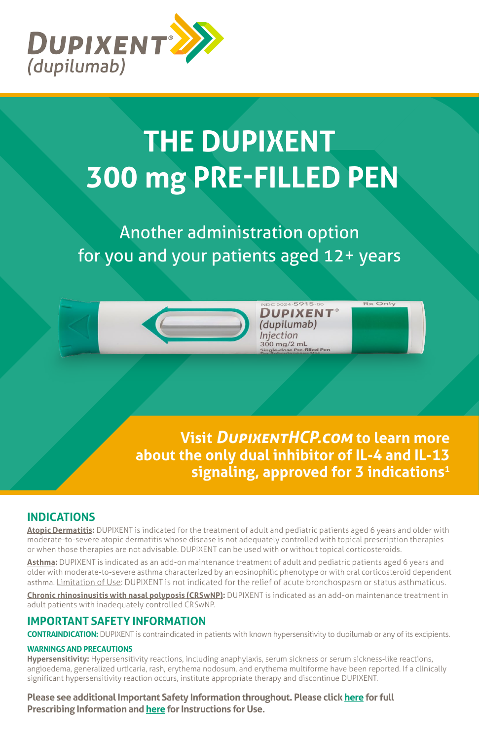DUPIXENT® (dupilumab)

# THE DUPIXENT 300 mg PRE-FILLED PEN

Another administration option for you and your patients aged 12+ years

**Visit *DUPIXENTHCP.COM* to learn more about the only dual inhibitor of IL-4 and IL-13 signaling, approved for 3 indications[1]**

## INDICATIONS

**Atopic Dermatitis:** DUPIXENT is indicated for the treatment of adult and pediatric patients aged 6 years and older with moderate-to-severe atopic dermatitis whose disease is not adequately controlled with topical prescription therapies or when those therapies are not advisable. DUPIXENT can be used with or without topical corticosteroids.

**Asthma:** DUPIXENT is indicated as an add-on maintenance treatment of adult and pediatric patients aged 6 years and older with moderate-to-severe asthma characterized by an eosinophilic phenotype or with oral corticosteroid dependent asthma. Limitation of Use: DUPIXENT is not indicated for the relief of acute bronchospasm or status asthmaticus.

**Chronic rhinosinusitis with nasal polyposis (CRSwNP):** DUPIXENT is indicated as an add-on maintenance treatment in adult patients with inadequately controlled CRSwNP.

## IMPORTANT SAFETY INFORMATION

**CONTRAINDICATION:** DUPIXENT is contraindicated in patients with known hypersensitivity to dupilumab or any of its excipients.

### WARNINGS AND PRECAUTIONS

**Hypersensitivity:** Hypersensitivity reactions, including anaphylaxis, serum sickness or serum sickness-like reactions, angioedema, generalized urticaria, rash, erythema nodosum, and erythema multiforme have been reported. If a clinically significant hypersensitivity reaction occurs, institute appropriate therapy and discontinue DUPIXENT.

**Please see additional Important Safety Information throughout. Please click here for full Prescribing Information and here for Instructions for Use.**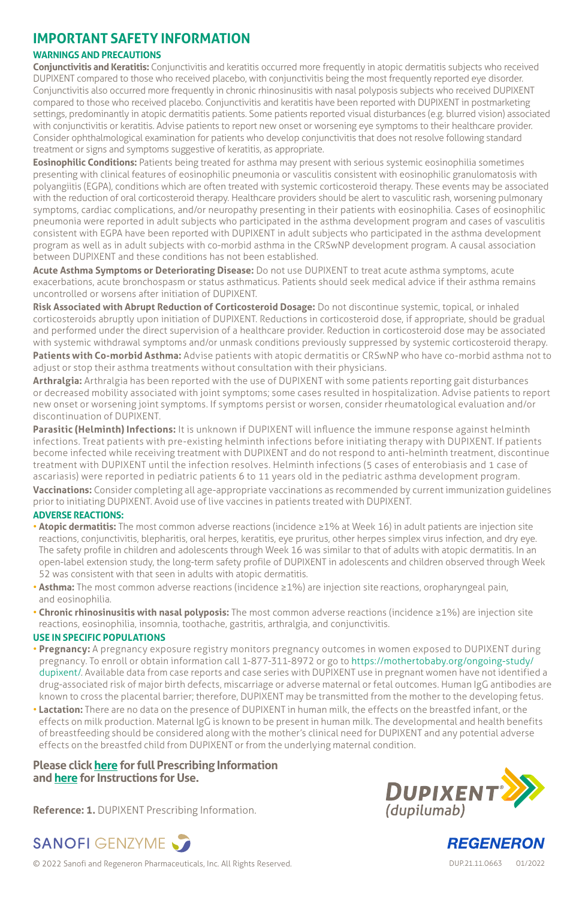## IMPORTANT SAFETY INFORMATION

### WARNINGS AND PRECAUTIONS

**Conjunctivitis and Keratitis:** Conjunctivitis and keratitis occurred more frequently in atopic dermatitis subjects who received DUPIXENT compared to those who received placebo, with conjunctivitis being the most frequently reported eye disorder. Conjunctivitis also occurred more frequently in chronic rhinosinusitis with nasal polyposis subjects who received DUPIXENT compared to those who received placebo. Conjunctivitis and keratitis have been reported with DUPIXENT in postmarketing settings, predominantly in atopic dermatitis patients. Some patients reported visual disturbances (e.g. blurred vision) associated with conjunctivitis or keratitis. Advise patients to report new onset or worsening eye symptoms to their healthcare provider. Consider ophthalmological examination for patients who develop conjunctivitis that does not resolve following standard treatment or signs and symptoms suggestive of keratitis, as appropriate.

**Eosinophilic Conditions:** Patients being treated for asthma may present with serious systemic eosinophilia sometimes presenting with clinical features of eosinophilic pneumonia or vasculitis consistent with eosinophilic granulomatosis with polyangiitis (EGPA), conditions which are often treated with systemic corticosteroid therapy. These events may be associated with the reduction of oral corticosteroid therapy. Healthcare providers should be alert to vasculitic rash, worsening pulmonary symptoms, cardiac complications, and/or neuropathy presenting in their patients with eosinophilia. Cases of eosinophilic pneumonia were reported in adult subjects who participated in the asthma development program and cases of vasculitis consistent with EGPA have been reported with DUPIXENT in adult subjects who participated in the asthma development program as well as in adult subjects with co-morbid asthma in the CRSwNP development program. A causal association between DUPIXENT and these conditions has not been established.

**Acute Asthma Symptoms or Deteriorating Disease:** Do not use DUPIXENT to treat acute asthma symptoms, acute exacerbations, acute bronchospasm or status asthmaticus. Patients should seek medical advice if their asthma remains uncontrolled or worsens after initiation of DUPIXENT.

**Risk Associated with Abrupt Reduction of Corticosteroid Dosage:** Do not discontinue systemic, topical, or inhaled corticosteroids abruptly upon initiation of DUPIXENT. Reductions in corticosteroid dose, if appropriate, should be gradual and performed under the direct supervision of a healthcare provider. Reduction in corticosteroid dose may be associated with systemic withdrawal symptoms and/or unmask conditions previously suppressed by systemic corticosteroid therapy.

**Patients with Co-morbid Asthma:** Advise patients with atopic dermatitis or CRSwNP who have co-morbid asthma not to adjust or stop their asthma treatments without consultation with their physicians.

**Arthralgia:** Arthralgia has been reported with the use of DUPIXENT with some patients reporting gait disturbances or decreased mobility associated with joint symptoms; some cases resulted in hospitalization. Advise patients to report new onset or worsening joint symptoms. If symptoms persist or worsen, consider rheumatological evaluation and/or discontinuation of DUPIXENT.

**Parasitic (Helminth) Infections:** It is unknown if DUPIXENT will influence the immune response against helminth infections. Treat patients with pre-existing helminth infections before initiating therapy with DUPIXENT. If patients become infected while receiving treatment with DUPIXENT and do not respond to anti-helminth treatment, discontinue treatment with DUPIXENT until the infection resolves. Helminth infections (5 cases of enterobiasis and 1 case of ascariasis) were reported in pediatric patients 6 to 11 years old in the pediatric asthma development program.

**Vaccinations:** Consider completing all age-appropriate vaccinations as recommended by current immunization guidelines prior to initiating DUPIXENT. Avoid use of live vaccines in patients treated with DUPIXENT.

### ADVERSE REACTIONS:

- **Atopic dermatitis:** The most common adverse reactions (incidence ≥1% at Week 16) in adult patients are injection site reactions, conjunctivitis, blepharitis, oral herpes, keratitis, eye pruritus, other herpes simplex virus infection, and dry eye. The safety profile in children and adolescents through Week 16 was similar to that of adults with atopic dermatitis. In an open-label extension study, the long-term safety profile of DUPIXENT in adolescents and children observed through Week 52 was consistent with that seen in adults with atopic dermatitis.
- **Asthma:** The most common adverse reactions (incidence ≥1%) are injection site reactions, oropharyngeal pain, and eosinophilia.
- **Chronic rhinosinusitis with nasal polyposis:** The most common adverse reactions (incidence ≥1%) are injection site reactions, eosinophilia, insomnia, toothache, gastritis, arthralgia, and conjunctivitis.

### USE IN SPECIFIC POPULATIONS

- **Pregnancy:** A pregnancy exposure registry monitors pregnancy outcomes in women exposed to DUPIXENT during pregnancy. To enroll or obtain information call 1-877-311-8972 or go to https://mothertobaby.org/ongoing-study/dupixent/. Available data from case reports and case series with DUPIXENT use in pregnant women have not identified a drug-associated risk of major birth defects, miscarriage or adverse maternal or fetal outcomes. Human IgG antibodies are known to cross the placental barrier; therefore, DUPIXENT may be transmitted from the mother to the developing fetus.
- **Lactation:** There are no data on the presence of DUPIXENT in human milk, the effects on the breastfed infant, or the effects on milk production. Maternal IgG is known to be present in human milk. The developmental and health benefits of breastfeeding should be considered along with the mother's clinical need for DUPIXENT and any potential adverse effects on the breastfed child from DUPIXENT or from the underlying maternal condition.

**Please click here for full Prescribing Information and here for Instructions for Use.**

**Reference: 1.** DUPIXENT Prescribing Information.

DUPIXENT® (dupilumab)

SANOFI GENZYME

REGENERON

© 2022 Sanofi and Regeneron Pharmaceuticals, Inc. All Rights Reserved.

DUP.21.11.0663 01/2022